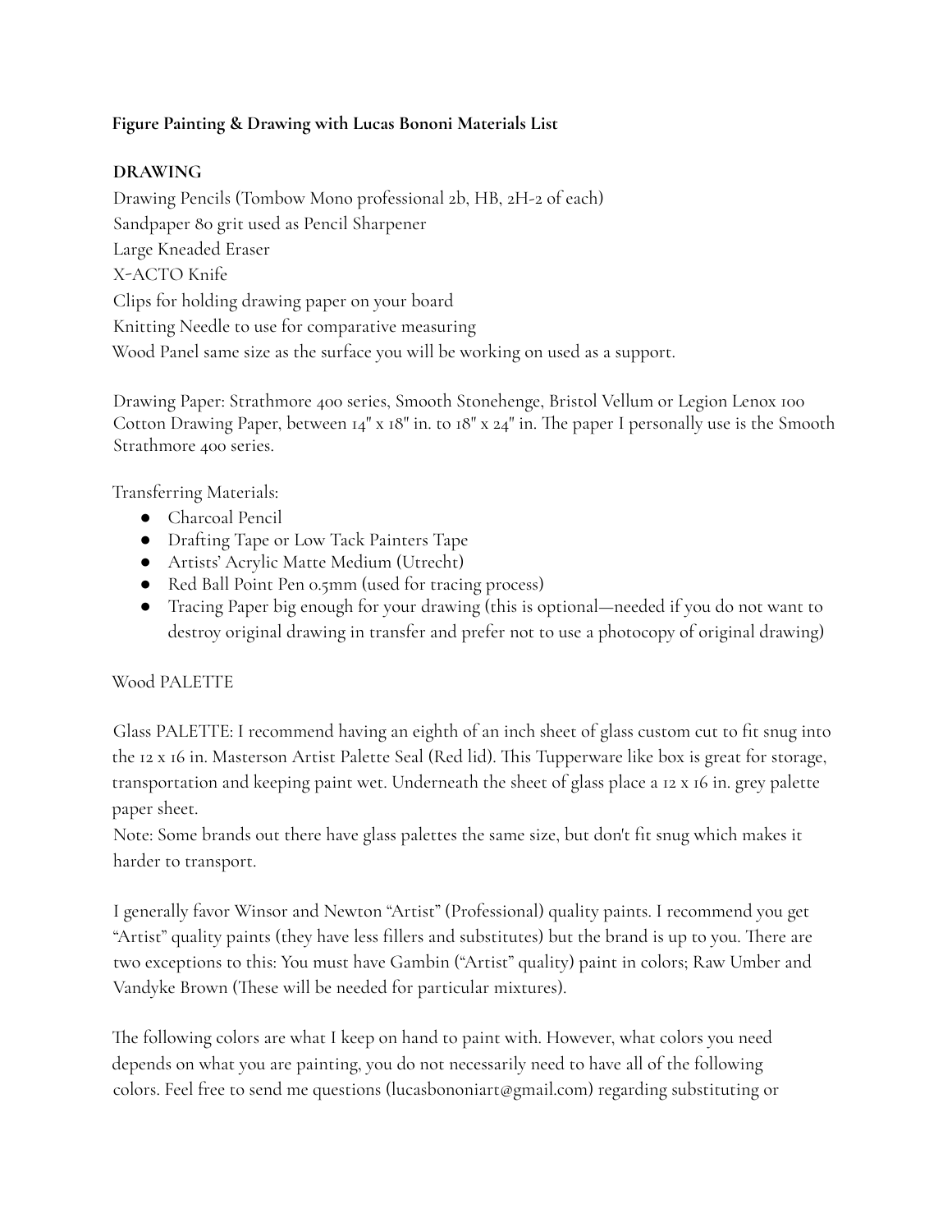**Figure Painting & Drawing with Lucas Bononi Materials List**

**DRAWING**

Drawing Pencils (Tombow Mono professional 2b, HB, 2H-2 of each)
Sandpaper 80 grit used as Pencil Sharpener
Large Kneaded Eraser
X-ACTO Knife
Clips for holding drawing paper on your board
Knitting Needle to use for comparative measuring
Wood Panel same size as the surface you will be working on used as a support.

Drawing Paper: Strathmore 400 series, Smooth Stonehenge, Bristol Vellum or Legion Lenox 100 Cotton Drawing Paper, between 14" x 18" in. to 18" x 24" in. The paper I personally use is the Smooth Strathmore 400 series.

Transferring Materials:

- Charcoal Pencil
- Drafting Tape or Low Tack Painters Tape
- Artists' Acrylic Matte Medium (Utrecht)
- Red Ball Point Pen 0.5mm (used for tracing process)
- Tracing Paper big enough for your drawing (this is optional—needed if you do not want to destroy original drawing in transfer and prefer not to use a photocopy of original drawing)

Wood PALETTE

Glass PALETTE: I recommend having an eighth of an inch sheet of glass custom cut to fit snug into the 12 x 16 in. Masterson Artist Palette Seal (Red lid). This Tupperware like box is great for storage, transportation and keeping paint wet. Underneath the sheet of glass place a 12 x 16 in. grey palette paper sheet.
Note: Some brands out there have glass palettes the same size, but don't fit snug which makes it harder to transport.

I generally favor Winsor and Newton "Artist" (Professional) quality paints. I recommend you get "Artist" quality paints (they have less fillers and substitutes) but the brand is up to you. There are two exceptions to this: You must have Gambin ("Artist" quality) paint in colors; Raw Umber and Vandyke Brown (These will be needed for particular mixtures).

The following colors are what I keep on hand to paint with. However, what colors you need depends on what you are painting, you do not necessarily need to have all of the following colors. Feel free to send me questions (lucasbononiart@gmail.com) regarding substituting or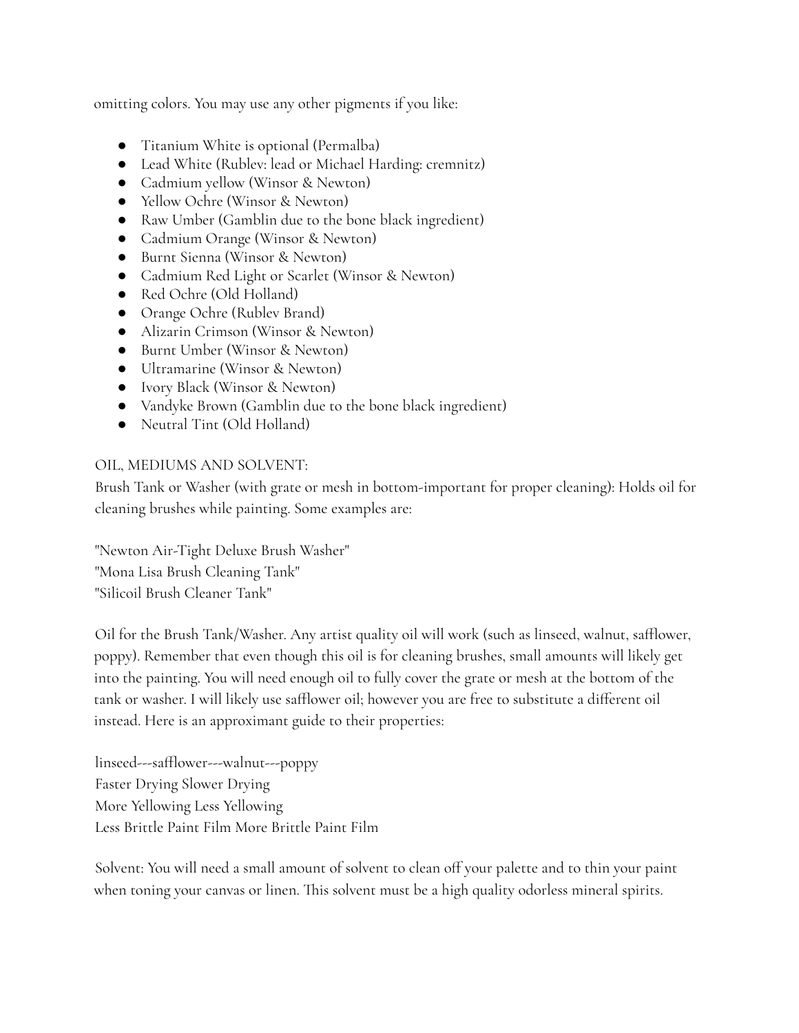omitting colors. You may use any other pigments if you like:

- Titanium White is optional (Permalba)
- Lead White (Rublev: lead or Michael Harding: cremnitz)
- Cadmium yellow (Winsor & Newton)
- Yellow Ochre (Winsor & Newton)
- Raw Umber (Gamblin due to the bone black ingredient)
- Cadmium Orange (Winsor & Newton)
- Burnt Sienna (Winsor & Newton)
- Cadmium Red Light or Scarlet (Winsor & Newton)
- Red Ochre (Old Holland)
- Orange Ochre (Rublev Brand)
- Alizarin Crimson (Winsor & Newton)
- Burnt Umber (Winsor & Newton)
- Ultramarine (Winsor & Newton)
- Ivory Black (Winsor & Newton)
- Vandyke Brown (Gamblin due to the bone black ingredient)
- Neutral Tint (Old Holland)

OIL, MEDIUMS AND SOLVENT:

Brush Tank or Washer (with grate or mesh in bottom-important for proper cleaning): Holds oil for cleaning brushes while painting. Some examples are:

"Newton Air-Tight Deluxe Brush Washer"
"Mona Lisa Brush Cleaning Tank"
"Silicoil Brush Cleaner Tank"

Oil for the Brush Tank/Washer. Any artist quality oil will work (such as linseed, walnut, safflower, poppy). Remember that even though this oil is for cleaning brushes, small amounts will likely get into the painting. You will need enough oil to fully cover the grate or mesh at the bottom of the tank or washer. I will likely use safflower oil; however you are free to substitute a different oil instead. Here is an approximant guide to their properties:

linseed---safflower---walnut---poppy
Faster Drying Slower Drying
More Yellowing Less Yellowing
Less Brittle Paint Film More Brittle Paint Film

Solvent: You will need a small amount of solvent to clean off your palette and to thin your paint when toning your canvas or linen. This solvent must be a high quality odorless mineral spirits.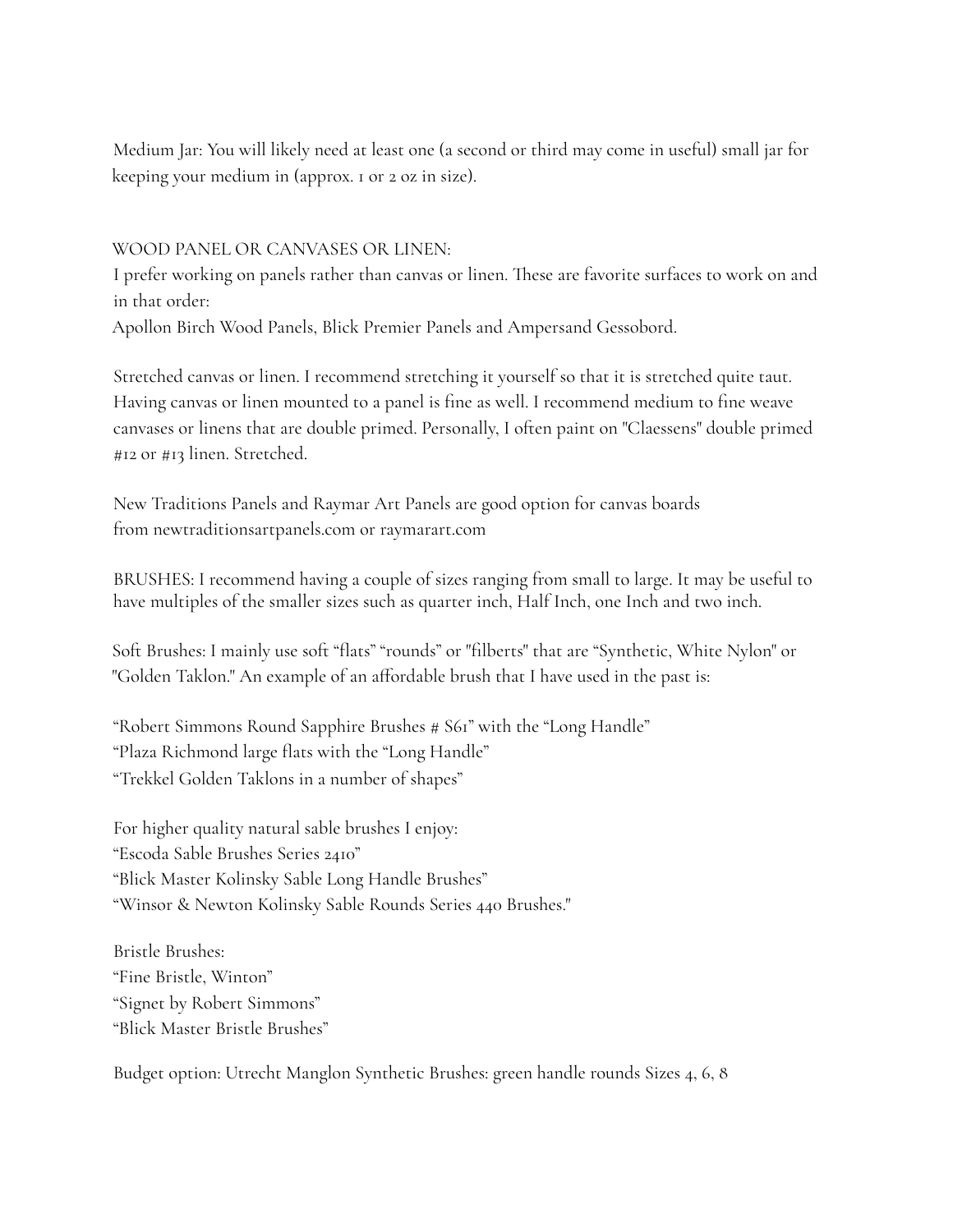Medium Jar: You will likely need at least one (a second or third may come in useful) small jar for keeping your medium in (approx. 1 or 2 oz in size).

WOOD PANEL OR CANVASES OR LINEN:
I prefer working on panels rather than canvas or linen. These are favorite surfaces to work on and in that order:
Apollon Birch Wood Panels, Blick Premier Panels and Ampersand Gessobord.

Stretched canvas or linen. I recommend stretching it yourself so that it is stretched quite taut. Having canvas or linen mounted to a panel is fine as well. I recommend medium to fine weave canvases or linens that are double primed. Personally, I often paint on "Claessens" double primed #12 or #13 linen. Stretched.

New Traditions Panels and Raymar Art Panels are good option for canvas boards from newtraditionsartpanels.com or raymarart.com

BRUSHES: I recommend having a couple of sizes ranging from small to large. It may be useful to have multiples of the smaller sizes such as quarter inch, Half Inch, one Inch and two inch.

Soft Brushes: I mainly use soft "flats" "rounds" or "filberts" that are "Synthetic, White Nylon" or "Golden Taklon." An example of an affordable brush that I have used in the past is:

"Robert Simmons Round Sapphire Brushes # S61" with the "Long Handle"
"Plaza Richmond large flats with the "Long Handle"
"Trekkel Golden Taklons in a number of shapes"

For higher quality natural sable brushes I enjoy:
"Escoda Sable Brushes Series 2410"
"Blick Master Kolinsky Sable Long Handle Brushes"
"Winsor & Newton Kolinsky Sable Rounds Series 440 Brushes."

Bristle Brushes:
"Fine Bristle, Winton"
"Signet by Robert Simmons"
"Blick Master Bristle Brushes"

Budget option: Utrecht Manglon Synthetic Brushes: green handle rounds Sizes 4, 6, 8